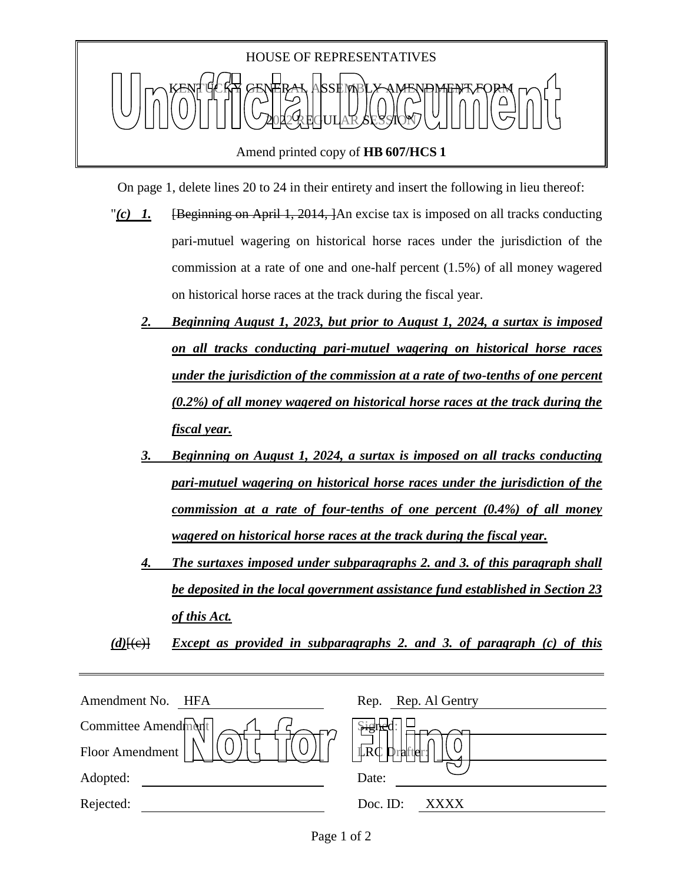HOUSE OF REPRESENTATIVES

KENTUCKY GENERAL ASSEMBLY AMENDMENT FORM

2022 REGULAR SESSION

Unofficial Document

Amend printed copy of **HB 607/HCS 1**

On page 1, delete lines 20 to 24 in their entirety and insert the following in lieu thereof:

"***(c) 1.*** ~~[Beginning on April 1, 2014, ]~~An excise tax is imposed on all tracks conducting pari-mutuel wagering on historical horse races under the jurisdiction of the commission at a rate of one and one-half percent (1.5%) of all money wagered on historical horse races at the track during the fiscal year.

***2. Beginning August 1, 2023, but prior to August 1, 2024, a surtax is imposed on all tracks conducting pari-mutuel wagering on historical horse races under the jurisdiction of the commission at a rate of two-tenths of one percent (0.2%) of all money wagered on historical horse races at the track during the fiscal year.***

***3. Beginning on August 1, 2024, a surtax is imposed on all tracks conducting pari-mutuel wagering on historical horse races under the jurisdiction of the commission at a rate of four-tenths of one percent (0.4%) of all money wagered on historical horse races at the track during the fiscal year.***

***4. The surtaxes imposed under subparagraphs 2. and 3. of this paragraph shall be deposited in the local government assistance fund established in Section 23 of this Act.***

***(d)***~~[(c)]~~ ***Except as provided in subparagraphs 2. and 3. of paragraph (c) of this***

| | | | |
|---|---|---|---|
| Amendment No. | HFA | Rep. | Rep. Al Gentry |
| Committee Amendment | | Signed: | |
| Floor Amendment | | LRC Drafter: | |
| Adopted: | | Date: | |
| Rejected: | | Doc. ID: | XXXX |

Not for Filing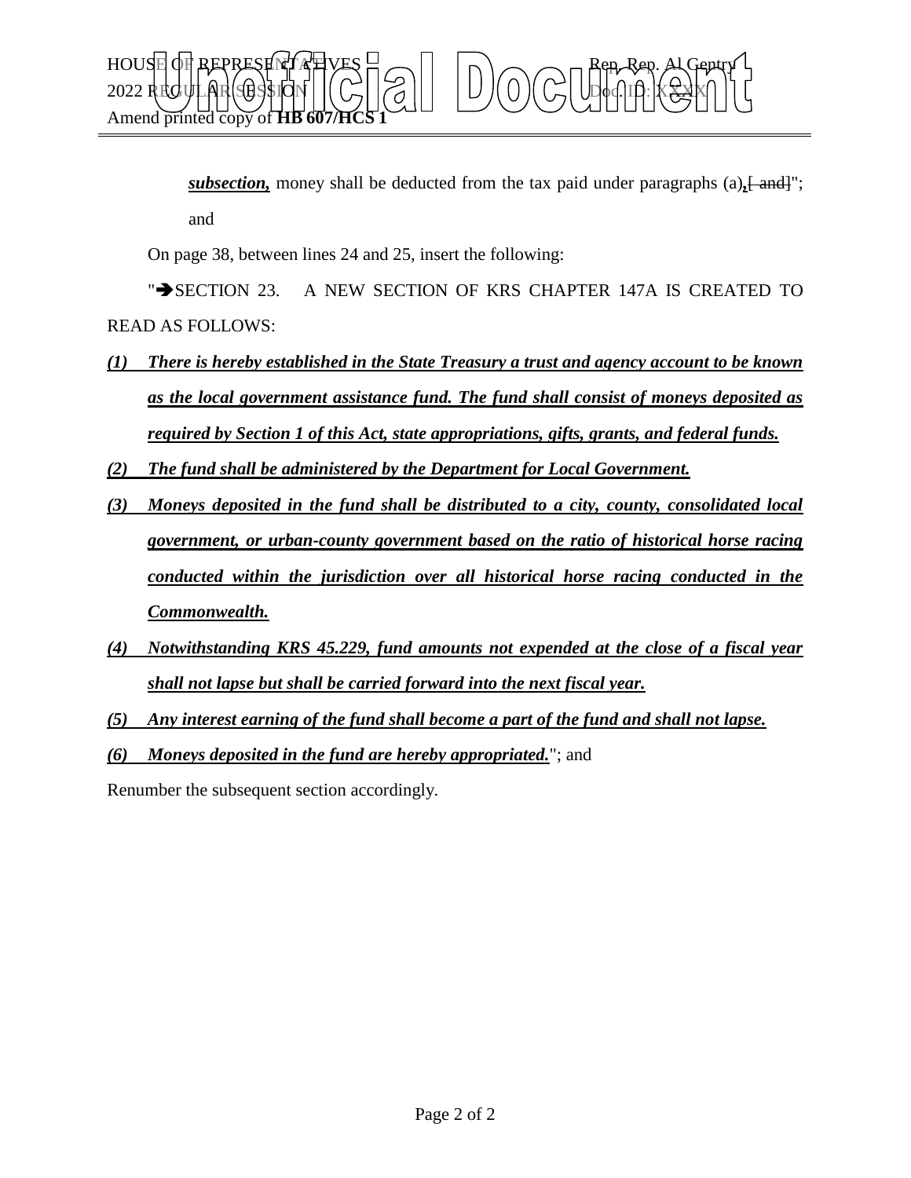***subsection,*** money shall be deducted from the tax paid under paragraphs (a)**,**~~[ and]~~"; and

On page 38, between lines 24 and 25, insert the following:

"➔SECTION 23. A NEW SECTION OF KRS CHAPTER 147A IS CREATED TO READ AS FOLLOWS:

***(1) There is hereby established in the State Treasury a trust and agency account to be known as the local government assistance fund. The fund shall consist of moneys deposited as required by Section 1 of this Act, state appropriations, gifts, grants, and federal funds.***

***(2) The fund shall be administered by the Department for Local Government.***

***(3) Moneys deposited in the fund shall be distributed to a city, county, consolidated local government, or urban-county government based on the ratio of historical horse racing conducted within the jurisdiction over all historical horse racing conducted in the Commonwealth.***

***(4) Notwithstanding KRS 45.229, fund amounts not expended at the close of a fiscal year shall not lapse but shall be carried forward into the next fiscal year.***

***(5) Any interest earning of the fund shall become a part of the fund and shall not lapse.***

***(6) Moneys deposited in the fund are hereby appropriated.***"; and

Renumber the subsequent section accordingly.